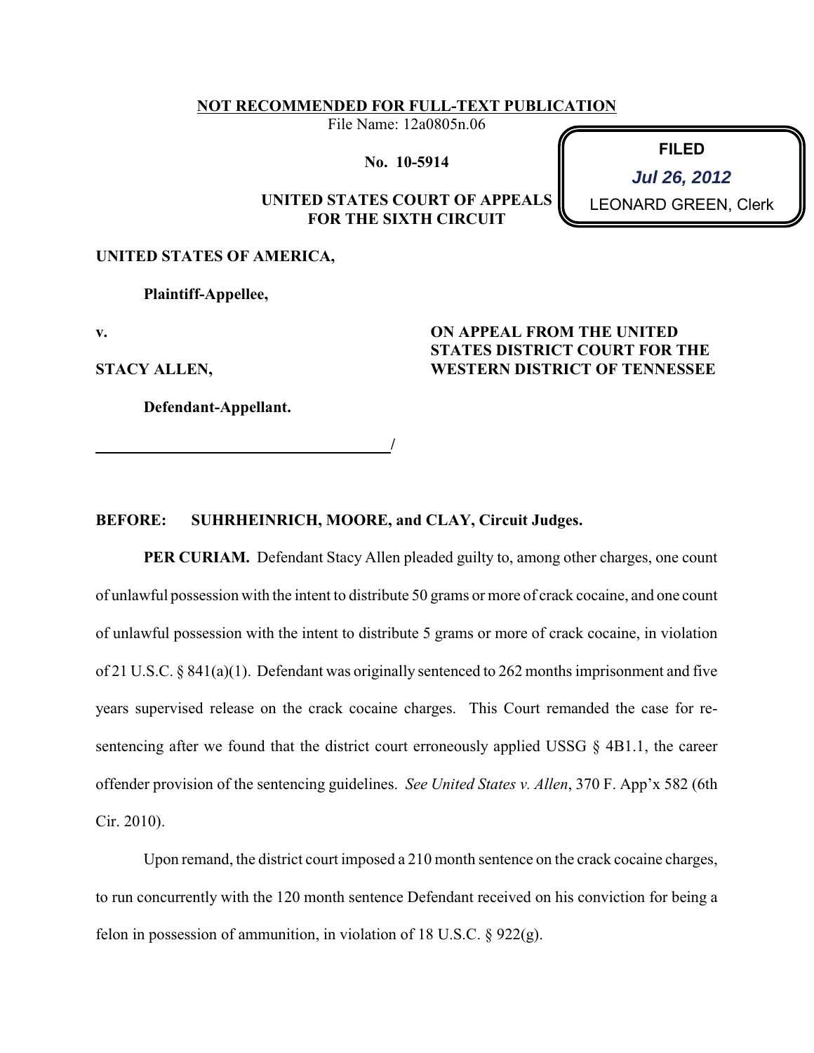**NOT RECOMMENDED FOR FULL-TEXT PUBLICATION**

File Name: 12a0805n.06

**No. 10-5914**

**FILED**
*Jul 26, 2012*
LEONARD GREEN, Clerk

**UNITED STATES COURT OF APPEALS FOR THE SIXTH CIRCUIT**

**UNITED STATES OF AMERICA,**

**Plaintiff-Appellee,**

**v.**

**STACY ALLEN,**

**Defendant-Appellant.**

**ON APPEAL FROM THE UNITED STATES DISTRICT COURT FOR THE WESTERN DISTRICT OF TENNESSEE**

**BEFORE: SUHRHEINRICH, MOORE, and CLAY, Circuit Judges.**

**PER CURIAM.** Defendant Stacy Allen pleaded guilty to, among other charges, one count of unlawful possession with the intent to distribute 50 grams or more of crack cocaine, and one count of unlawful possession with the intent to distribute 5 grams or more of crack cocaine, in violation of 21 U.S.C. § 841(a)(1). Defendant was originally sentenced to 262 months imprisonment and five years supervised release on the crack cocaine charges. This Court remanded the case for re-sentencing after we found that the district court erroneously applied USSG § 4B1.1, the career offender provision of the sentencing guidelines. *See United States v. Allen*, 370 F. App'x 582 (6th Cir. 2010).

Upon remand, the district court imposed a 210 month sentence on the crack cocaine charges, to run concurrently with the 120 month sentence Defendant received on his conviction for being a felon in possession of ammunition, in violation of 18 U.S.C. § 922(g).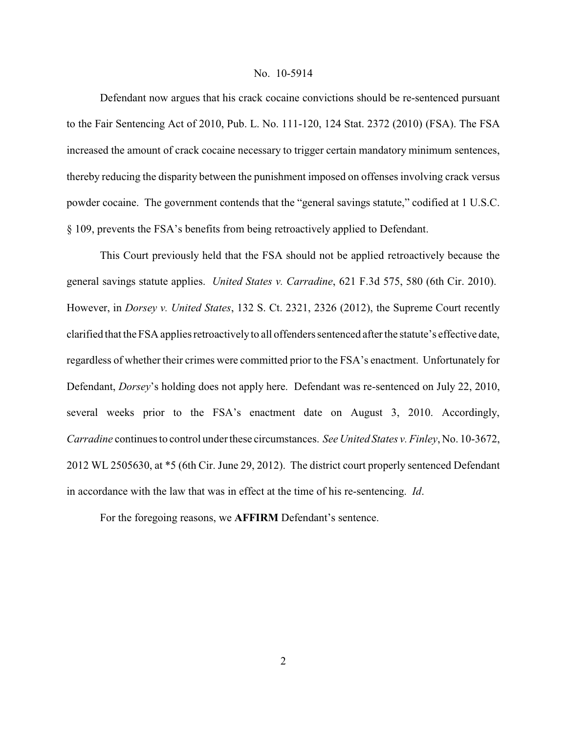Defendant now argues that his crack cocaine convictions should be re-sentenced pursuant to the Fair Sentencing Act of 2010, Pub. L. No. 111-120, 124 Stat. 2372 (2010) (FSA). The FSA increased the amount of crack cocaine necessary to trigger certain mandatory minimum sentences, thereby reducing the disparity between the punishment imposed on offenses involving crack versus powder cocaine. The government contends that the "general savings statute," codified at 1 U.S.C. § 109, prevents the FSA's benefits from being retroactively applied to Defendant.

This Court previously held that the FSA should not be applied retroactively because the general savings statute applies. *United States v. Carradine*, 621 F.3d 575, 580 (6th Cir. 2010). However, in *Dorsey v. United States*, 132 S. Ct. 2321, 2326 (2012), the Supreme Court recently clarified that the FSA applies retroactively to all offenders sentenced after the statute's effective date, regardless of whether their crimes were committed prior to the FSA's enactment. Unfortunately for Defendant, *Dorsey*'s holding does not apply here. Defendant was re-sentenced on July 22, 2010, several weeks prior to the FSA's enactment date on August 3, 2010. Accordingly, *Carradine* continues to control under these circumstances. *See United States v. Finley*, No. 10-3672, 2012 WL 2505630, at *5 (6th Cir. June 29, 2012). The district court properly sentenced Defendant in accordance with the law that was in effect at the time of his re-sentencing. *Id*.

For the foregoing reasons, we **AFFIRM** Defendant's sentence.